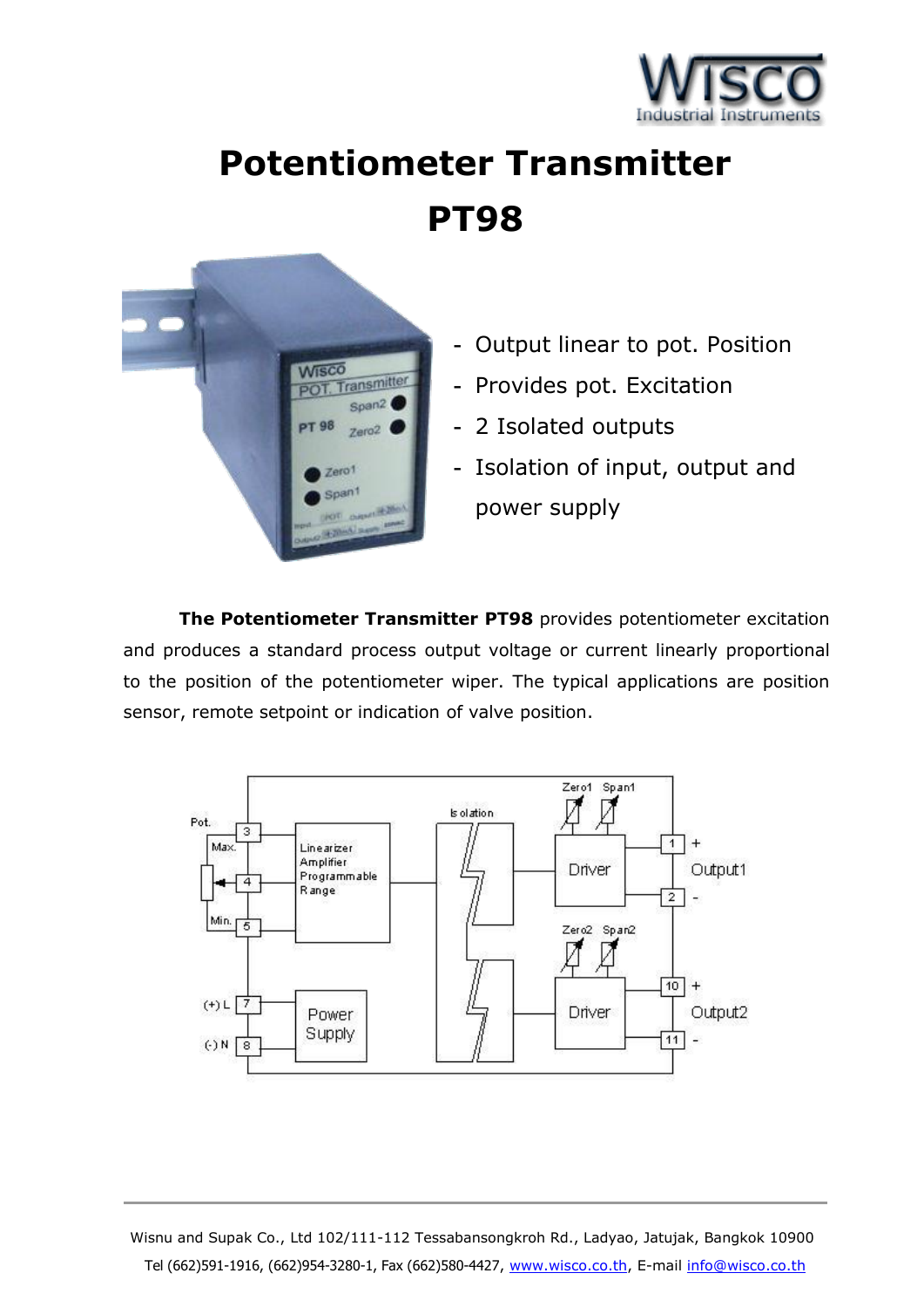# Potentiometer Transmitter

# PT98

- Output linear to pot. Position
- Provides pot. Excitation
- 2 Isolated outputs
- Isolation of input, output and power supply

**The Potentiometer Transmitter PT98** provides potentiometer excitation and produces a standard process output voltage or current linearly proportional to the position of the potentiometer wiper. The typical applications are position sensor, remote setpoint or indication of valve position.

Wisnu and Supak Co., Ltd 102/111-112 Tessabansongkroh Rd., Ladyao, Jatujak, Bangkok 10900

Tel (662)591-1916, (662)954-3280-1, Fax (662)580-4427, www.wisco.co.th, E-mail info@wisco.co.th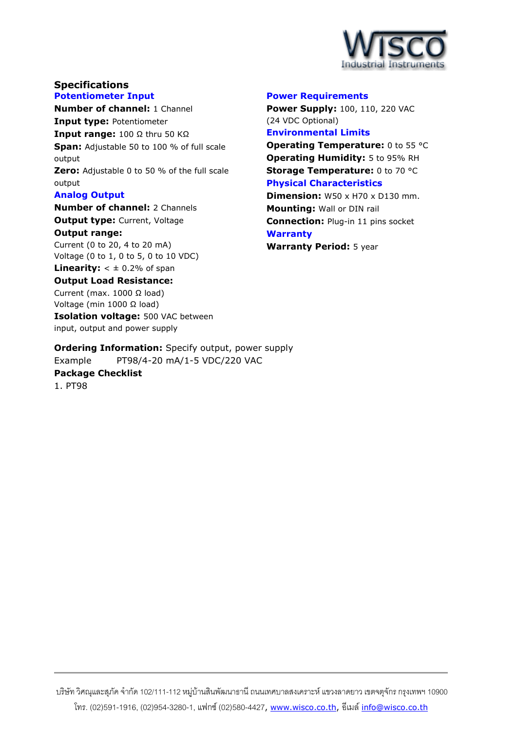## Specifications

### Potentiometer Input

**Number of channel:** 1 Channel
**Input type:** Potentiometer
**Input range:** 100 Ω thru 50 KΩ
**Span:** Adjustable 50 to 100 % of full scale output
**Zero:** Adjustable 0 to 50 % of the full scale output

### Analog Output

**Number of channel:** 2 Channels
**Output type:** Current, Voltage
**Output range:**
Current (0 to 20, 4 to 20 mA)
Voltage (0 to 1, 0 to 5, 0 to 10 VDC)
**Linearity:** < ± 0.2% of span
**Output Load Resistance:**
Current (max. 1000 Ω load)
Voltage (min 1000 Ω load)
**Isolation voltage:** 500 VAC between input, output and power supply

### Power Requirements

**Power Supply:** 100, 110, 220 VAC (24 VDC Optional)

### Environmental Limits

**Operating Temperature:** 0 to 55 °C
**Operating Humidity:** 5 to 95% RH
**Storage Temperature:** 0 to 70 °C

### Physical Characteristics

**Dimension:** W50 x H70 x D130 mm.
**Mounting:** Wall or DIN rail
**Connection:** Plug-in 11 pins socket

### Warranty

**Warranty Period:** 5 year

**Ordering Information:** Specify output, power supply
Example PT98/4-20 mA/1-5 VDC/220 VAC

**Package Checklist**
1. PT98

บริษัท วิศณุและสุภัค จำกัด 102/111-112 หมู่บ้านสินพัฒนาธานี ถนนเทศบาลสงเคราะห์ แขวงลาดยาว เขตจตุจักร กรุงเทพฯ 10900
โทร. (02)591-1916, (02)954-3280-1, แฟกซ์ (02)580-4427, www.wisco.co.th, อีเมล์ info@wisco.co.th